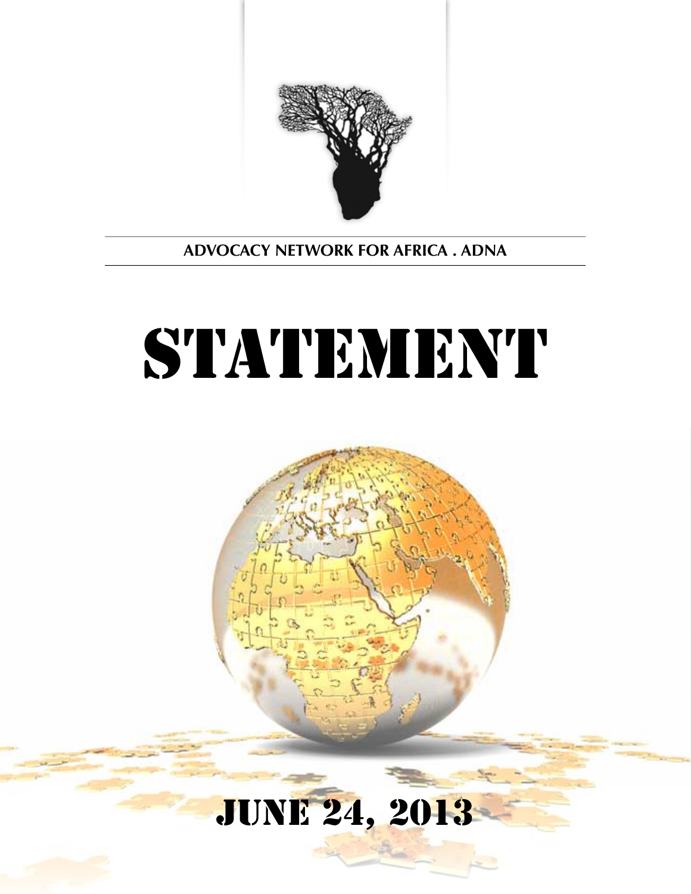ADVOCACY NETWORK FOR AFRICA . ADNA

# STATEMENT

## JUNE 24, 2013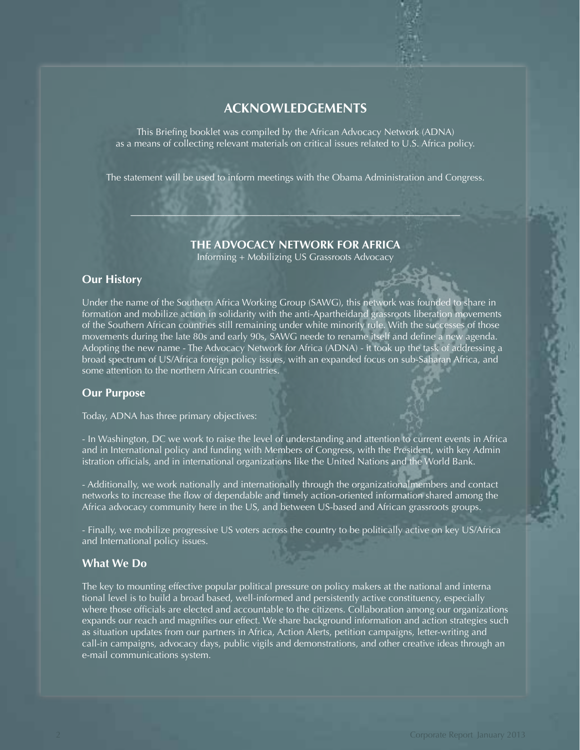## ACKNOWLEDGEMENTS

This Briefing booklet was compiled by the African Advocacy Network (ADNA) as a means of collecting relevant materials on critical issues related to U.S. Africa policy.

The statement will be used to inform meetings with the Obama Administration and Congress.

---

### THE ADVOCACY NETWORK FOR AFRICA

Informing + Mobilizing US Grassroots Advocacy

### Our History

Under the name of the Southern Africa Working Group (SAWG), this network was founded to share in formation and mobilize action in solidarity with the anti-Apartheidand grassroots liberation movements of the Southern African countries still remaining under white minority rule. With the successes of those movements during the late 80s and early 90s, SAWG neede to rename itself and define a new agenda. Adopting the new name - The Advocacy Network for Africa (ADNA) - it took up the task of addressing a broad spectrum of US/Africa foreign policy issues, with an expanded focus on sub-Saharan Africa, and some attention to the northern African countries.

### Our Purpose

Today, ADNA has three primary objectives:

- In Washington, DC we work to raise the level of understanding and attention to current events in Africa and in International policy and funding with Members of Congress, with the President, with key Admin istration officials, and in international organizations like the United Nations and the World Bank.

- Additionally, we work nationally and internationally through the organizationalmembers and contact networks to increase the flow of dependable and timely action-oriented information shared among the Africa advocacy community here in the US, and between US-based and African grassroots groups.

- Finally, we mobilize progressive US voters across the country to be politically active on key US/Africa and International policy issues.

### What We Do

The key to mounting effective popular political pressure on policy makers at the national and interna tional level is to build a broad based, well-informed and persistently active constituency, especially where those officials are elected and accountable to the citizens. Collaboration among our organizations expands our reach and magnifies our effect. We share background information and action strategies such as situation updates from our partners in Africa, Action Alerts, petition campaigns, letter-writing and call-in campaigns, advocacy days, public vigils and demonstrations, and other creative ideas through an e-mail communications system.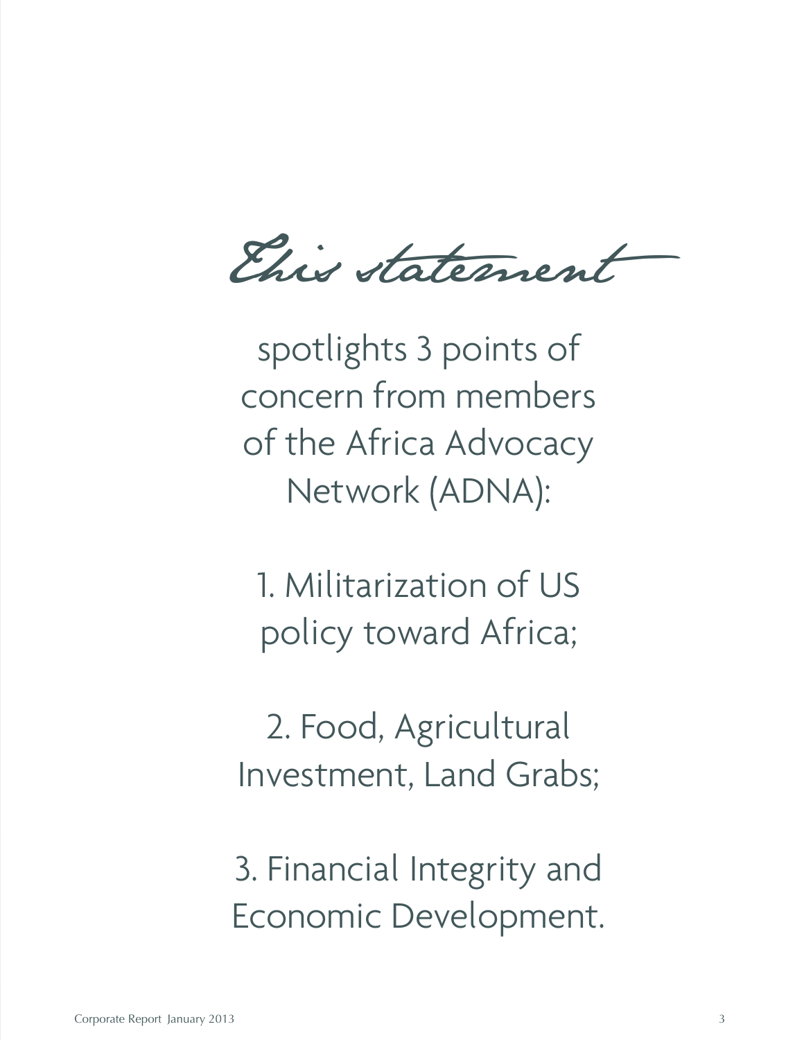*This statement*

spotlights 3 points of concern from members of the Africa Advocacy Network (ADNA):

1. Militarization of US policy toward Africa;

2. Food, Agricultural Investment, Land Grabs;

3. Financial Integrity and Economic Development.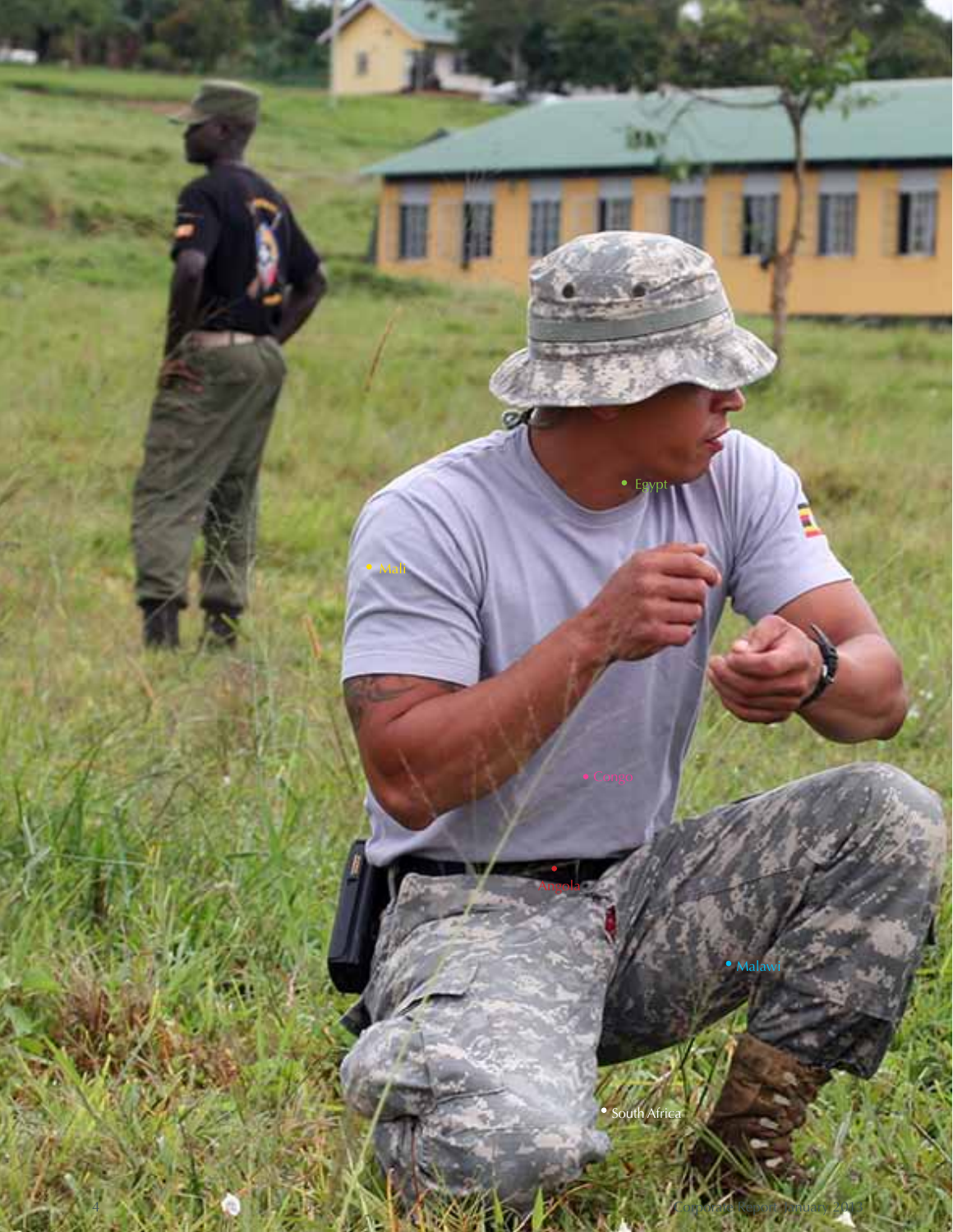Egypt

Mali

Congo

Angola

Malawi

South Africa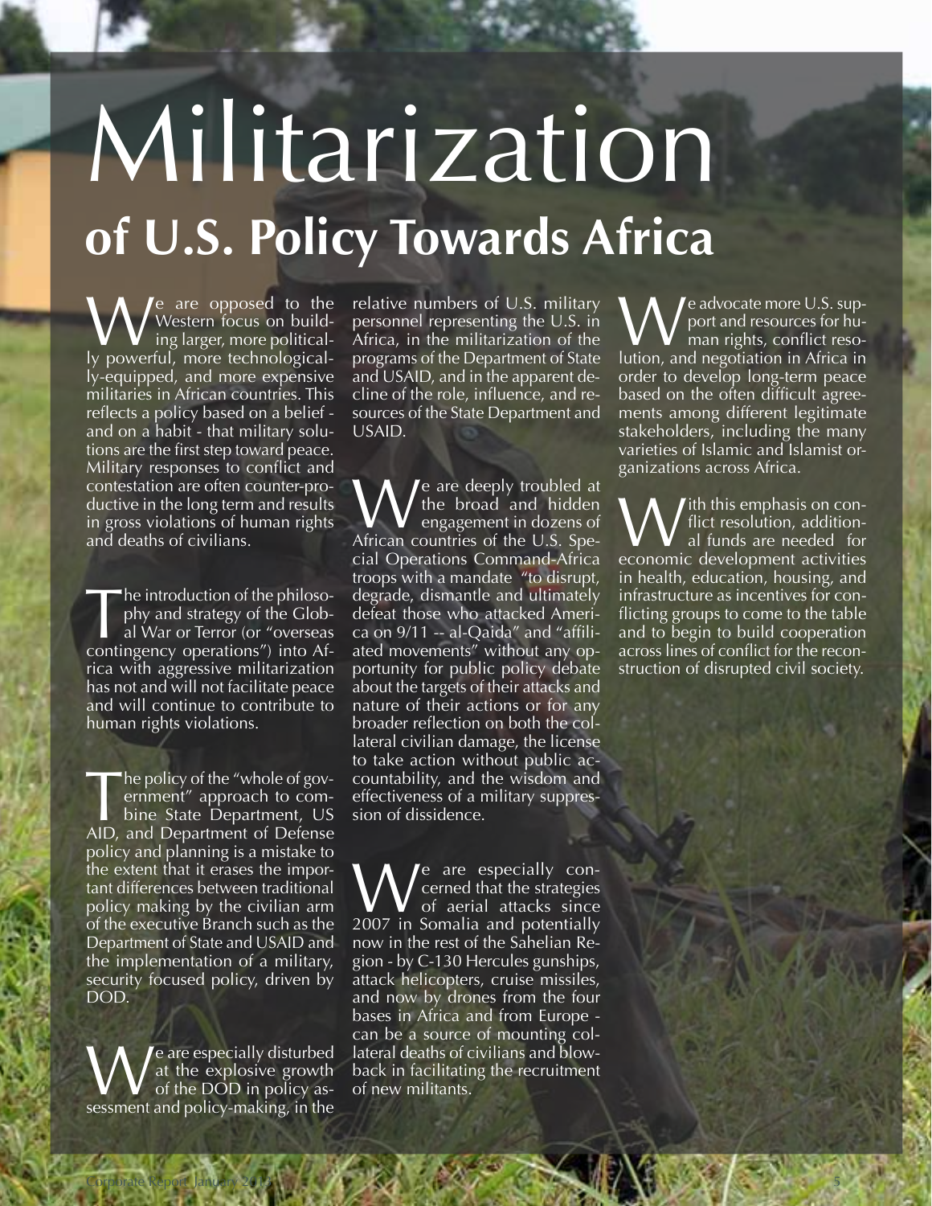# Militarization

## of U.S. Policy Towards Africa

We are opposed to the Western focus on building larger, more politically powerful, more technologically-equipped, and more expensive militaries in African countries. This reflects a policy based on a belief - and on a habit - that military solutions are the first step toward peace. Military responses to conflict and contestation are often counter-productive in the long term and results in gross violations of human rights and deaths of civilians.

The introduction of the philosophy and strategy of the Global War or Terror (or "overseas contingency operations") into Africa with aggressive militarization has not and will not facilitate peace and will continue to contribute to human rights violations.

The policy of the "whole of government" approach to combine State Department, US AID, and Department of Defense policy and planning is a mistake to the extent that it erases the important differences between traditional policy making by the civilian arm of the executive Branch such as the Department of State and USAID and the implementation of a military, security focused policy, driven by DOD.

We are especially disturbed at the explosive growth of the DOD in policy assessment and policy-making, in the relative numbers of U.S. military personnel representing the U.S. in Africa, in the militarization of the programs of the Department of State and USAID, and in the apparent decline of the role, influence, and resources of the State Department and USAID.

We are deeply troubled at the broad and hidden engagement in dozens of African countries of the U.S. Special Operations Command-Africa troops with a mandate "to disrupt, degrade, dismantle and ultimately defeat those who attacked America on 9/11 -- al-Qaida" and "affiliated movements" without any opportunity for public policy debate about the targets of their attacks and nature of their actions or for any broader reflection on both the collateral civilian damage, the license to take action without public accountability, and the wisdom and effectiveness of a military suppression of dissidence.

We are especially concerned that the strategies of aerial attacks since 2007 in Somalia and potentially now in the rest of the Sahelian Region - by C-130 Hercules gunships, attack helicopters, cruise missiles, and now by drones from the four bases in Africa and from Europe - can be a source of mounting collateral deaths of civilians and blowback in facilitating the recruitment of new militants.

We advocate more U.S. support and resources for human rights, conflict resolution, and negotiation in Africa in order to develop long-term peace based on the often difficult agreements among different legitimate stakeholders, including the many varieties of Islamic and Islamist organizations across Africa.

With this emphasis on conflict resolution, additional funds are needed for economic development activities in health, education, housing, and infrastructure as incentives for conflicting groups to come to the table and to begin to build cooperation across lines of conflict for the reconstruction of disrupted civil society.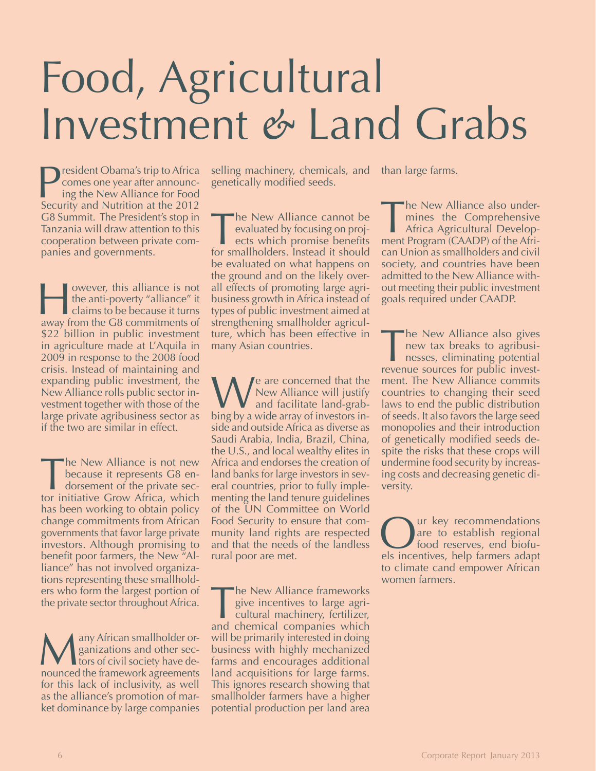# Food, Agricultural Investment & Land Grabs

President Obama's trip to Africa comes one year after announcing the New Alliance for Food Security and Nutrition at the 2012 G8 Summit. The President's stop in Tanzania will draw attention to this cooperation between private companies and governments.

However, this alliance is not the anti-poverty "alliance" it claims to be because it turns away from the G8 commitments of $22 billion in public investment in agriculture made at L'Aquila in 2009 in response to the 2008 food crisis. Instead of maintaining and expanding public investment, the New Alliance rolls public sector investment together with those of the large private agribusiness sector as if the two are similar in effect.

The New Alliance is not new because it represents G8 endorsement of the private sector initiative Grow Africa, which has been working to obtain policy change commitments from African governments that favor large private investors. Although promising to benefit poor farmers, the New "Alliance" has not involved organizations representing these smallholders who form the largest portion of the private sector throughout Africa.

Many African smallholder organizations and other sectors of civil society have denounced the framework agreements for this lack of inclusivity, as well as the alliance's promotion of market dominance by large companies selling machinery, chemicals, and genetically modified seeds.

The New Alliance cannot be evaluated by focusing on projects which promise benefits for smallholders. Instead it should be evaluated on what happens on the ground and on the likely overall effects of promoting large agribusiness growth in Africa instead of types of public investment aimed at strengthening smallholder agriculture, which has been effective in many Asian countries.

We are concerned that the New Alliance will justify and facilitate land-grabbing by a wide array of investors inside and outside Africa as diverse as Saudi Arabia, India, Brazil, China, the U.S., and local wealthy elites in Africa and endorses the creation of land banks for large investors in several countries, prior to fully implementing the land tenure guidelines of the UN Committee on World Food Security to ensure that community land rights are respected and that the needs of the landless rural poor are met.

The New Alliance frameworks give incentives to large agricultural machinery, fertilizer, and chemical companies which will be primarily interested in doing business with highly mechanized farms and encourages additional land acquisitions for large farms. This ignores research showing that smallholder farmers have a higher potential production per land area than large farms.

The New Alliance also undermines the Comprehensive Africa Agricultural Development Program (CAADP) of the African Union as smallholders and civil society, and countries have been admitted to the New Alliance without meeting their public investment goals required under CAADP.

The New Alliance also gives new tax breaks to agribusinesses, eliminating potential revenue sources for public investment. The New Alliance commits countries to changing their seed laws to end the public distribution of seeds. It also favors the large seed monopolies and their introduction of genetically modified seeds despite the risks that these crops will undermine food security by increasing costs and decreasing genetic diversity.

Our key recommendations are to establish regional food reserves, end biofuels incentives, help farmers adapt to climate cand empower African women farmers.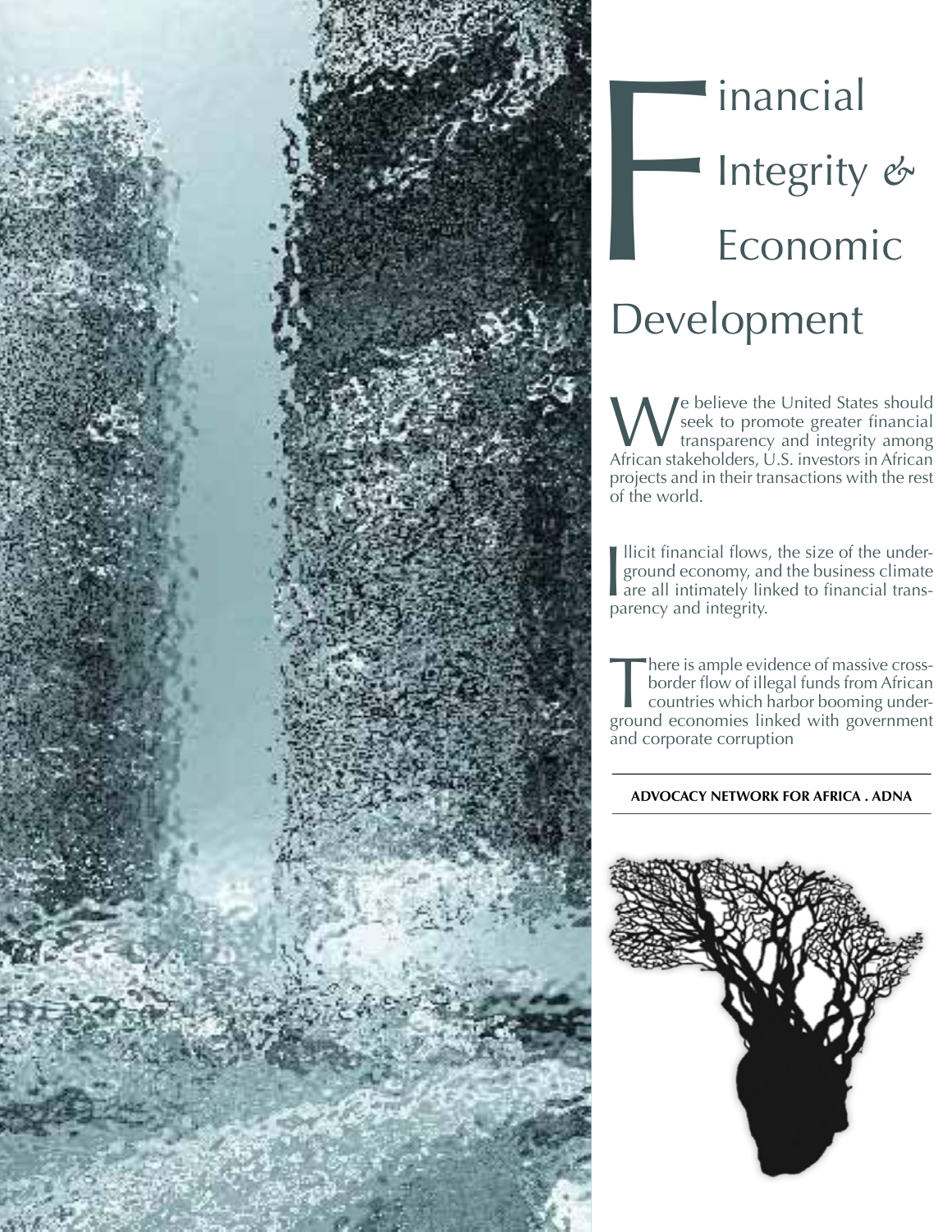# Financial Integrity & Economic Development

We believe the United States should seek to promote greater financial transparency and integrity among African stakeholders, U.S. investors in African projects and in their transactions with the rest of the world.

Illicit financial flows, the size of the underground economy, and the business climate are all intimately linked to financial transparency and integrity.

There is ample evidence of massive cross-border flow of illegal funds from African countries which harbor booming underground economies linked with government and corporate corruption

**ADVOCACY NETWORK FOR AFRICA . ADNA**